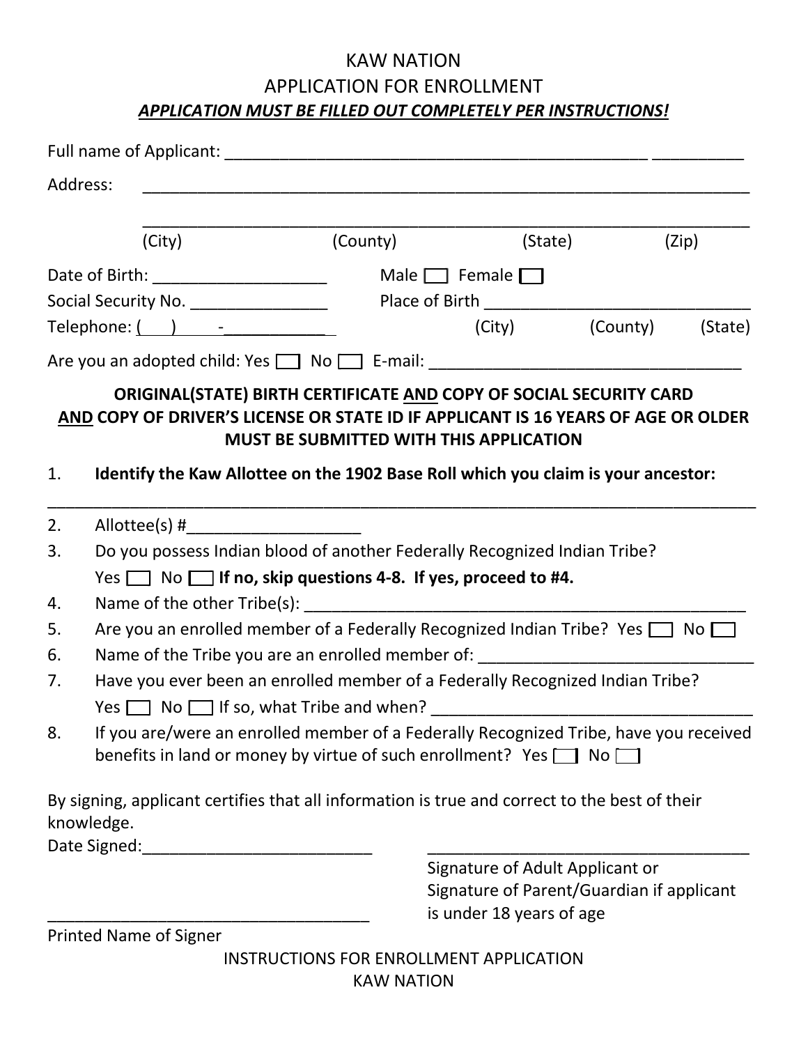# KAW NATION
## APPLICATION FOR ENROLLMENT
***APPLICATION MUST BE FILLED OUT COMPLETELY PER INSTRUCTIONS!***

Full name of Applicant: _______________________________________________ __________

Address: _________________________________________________________________

_________________________________________________________________

(City) (County) (State) (Zip)

Date of Birth: ___________________ Male ☐ Female ☐

Social Security No. _______________ Place of Birth _____________________________

Telephone: (   )   -___________ (City) (County) (State)

Are you an adopted child: Yes ☐ No ☐ E-mail: __________________________________

**ORIGINAL(STATE) BIRTH CERTIFICATE AND COPY OF SOCIAL SECURITY CARD AND COPY OF DRIVER'S LICENSE OR STATE ID IF APPLICANT IS 16 YEARS OF AGE OR OLDER MUST BE SUBMITTED WITH THIS APPLICATION**

1. **Identify the Kaw Allottee on the 1902 Base Roll which you claim is your ancestor:**

_____________________________________________________________________________

2. Allottee(s) #___________________
3. Do you possess Indian blood of another Federally Recognized Indian Tribe?
   Yes ☐ No ☐ **If no, skip questions 4-8. If yes, proceed to #4.**
4. Name of the other Tribe(s): _______________________________________________
5. Are you an enrolled member of a Federally Recognized Indian Tribe? Yes ☐ No ☐
6. Name of the Tribe you are an enrolled member of: ______________________________
7. Have you ever been an enrolled member of a Federally Recognized Indian Tribe?
   Yes ☐ No ☐ If so, what Tribe and when? ___________________________________
8. If you are/were an enrolled member of a Federally Recognized Tribe, have you received benefits in land or money by virtue of such enrollment? Yes ☐ No ☐

By signing, applicant certifies that all information is true and correct to the best of their knowledge.

Date Signed:_________________________ ____________________________________

Signature of Adult Applicant or Signature of Parent/Guardian if applicant is under 18 years of age

___________________________________

Printed Name of Signer

INSTRUCTIONS FOR ENROLLMENT APPLICATION
KAW NATION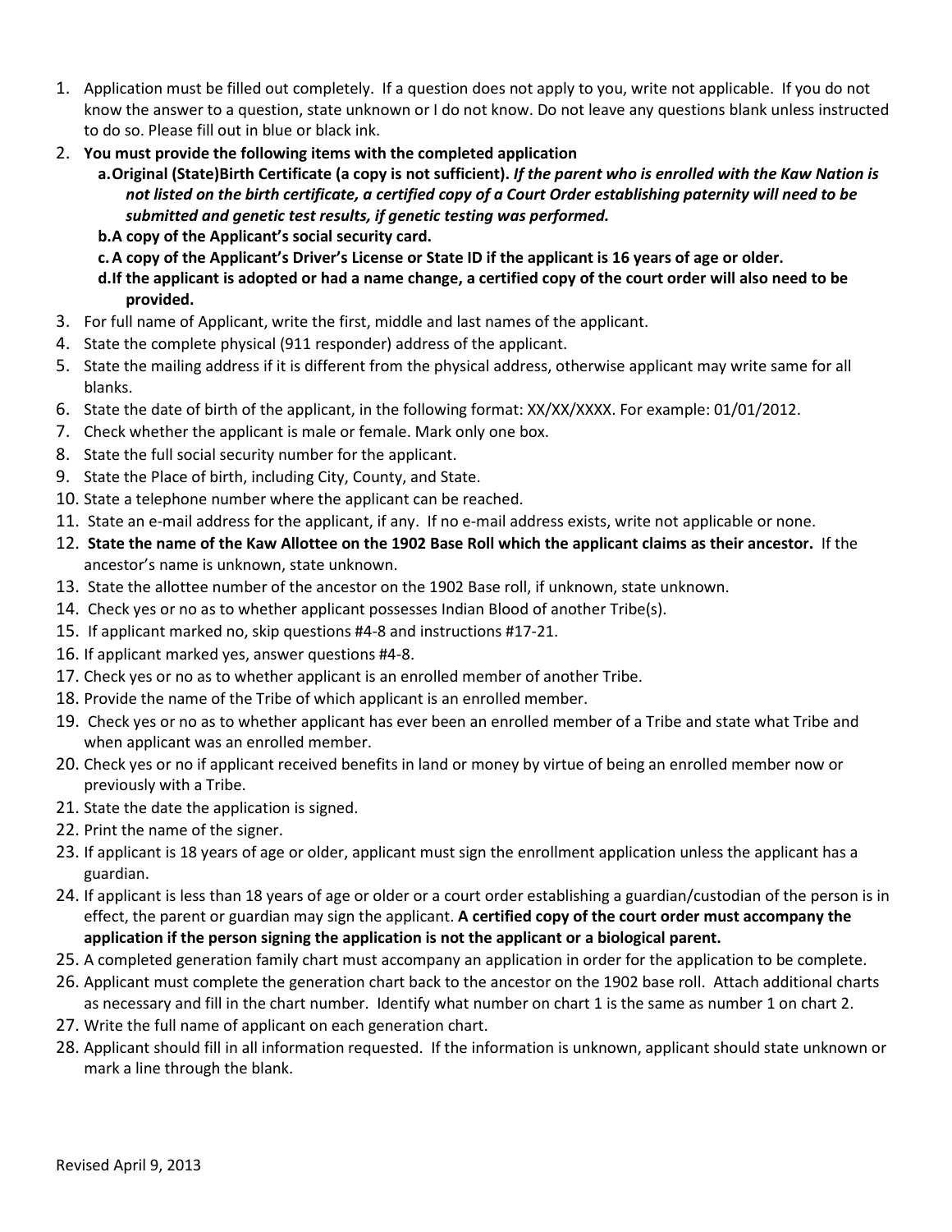1. Application must be filled out completely. If a question does not apply to you, write not applicable. If you do not know the answer to a question, state unknown or I do not know. Do not leave any questions blank unless instructed to do so. Please fill out in blue or black ink.
2. **You must provide the following items with the completed application**
   a. **Original (State)Birth Certificate (a copy is not sufficient).** ***If the parent who is enrolled with the Kaw Nation is not listed on the birth certificate, a certified copy of a Court Order establishing paternity will need to be submitted and genetic test results, if genetic testing was performed.***
   b. **A copy of the Applicant's social security card.**
   c. **A copy of the Applicant's Driver's License or State ID if the applicant is 16 years of age or older.**
   d. **If the applicant is adopted or had a name change, a certified copy of the court order will also need to be provided.**
3. For full name of Applicant, write the first, middle and last names of the applicant.
4. State the complete physical (911 responder) address of the applicant.
5. State the mailing address if it is different from the physical address, otherwise applicant may write same for all blanks.
6. State the date of birth of the applicant, in the following format: XX/XX/XXXX. For example: 01/01/2012.
7. Check whether the applicant is male or female. Mark only one box.
8. State the full social security number for the applicant.
9. State the Place of birth, including City, County, and State.
10. State a telephone number where the applicant can be reached.
11. State an e-mail address for the applicant, if any. If no e-mail address exists, write not applicable or none.
12. **State the name of the Kaw Allottee on the 1902 Base Roll which the applicant claims as their ancestor.** If the ancestor's name is unknown, state unknown.
13. State the allottee number of the ancestor on the 1902 Base roll, if unknown, state unknown.
14. Check yes or no as to whether applicant possesses Indian Blood of another Tribe(s).
15. If applicant marked no, skip questions #4-8 and instructions #17-21.
16. If applicant marked yes, answer questions #4-8.
17. Check yes or no as to whether applicant is an enrolled member of another Tribe.
18. Provide the name of the Tribe of which applicant is an enrolled member.
19. Check yes or no as to whether applicant has ever been an enrolled member of a Tribe and state what Tribe and when applicant was an enrolled member.
20. Check yes or no if applicant received benefits in land or money by virtue of being an enrolled member now or previously with a Tribe.
21. State the date the application is signed.
22. Print the name of the signer.
23. If applicant is 18 years of age or older, applicant must sign the enrollment application unless the applicant has a guardian.
24. If applicant is less than 18 years of age or older or a court order establishing a guardian/custodian of the person is in effect, the parent or guardian may sign the applicant. **A certified copy of the court order must accompany the application if the person signing the application is not the applicant or a biological parent.**
25. A completed generation family chart must accompany an application in order for the application to be complete.
26. Applicant must complete the generation chart back to the ancestor on the 1902 base roll. Attach additional charts as necessary and fill in the chart number. Identify what number on chart 1 is the same as number 1 on chart 2.
27. Write the full name of applicant on each generation chart.
28. Applicant should fill in all information requested. If the information is unknown, applicant should state unknown or mark a line through the blank.

Revised April 9, 2013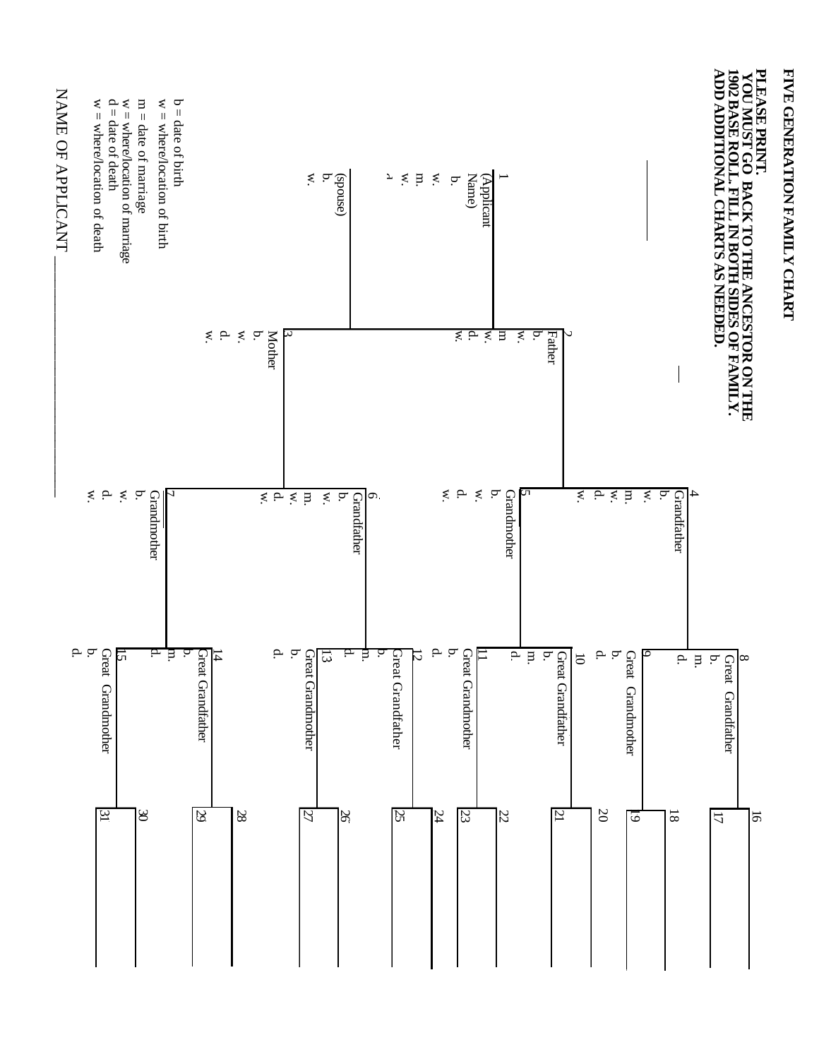# FIVE GENERATION FAMILY CHART

**PLEASE PRINT.**
**YOU MUST GO BACK TO THE ANCESTOR ON THE 1902 BASE ROLL. FILL IN BOTH SIDES OF FAMILY. ADD ADDITIONAL CHARTS AS NEEDED.**

1 (Applicant Name)
b.
w.
m.
w.
d.

(spouse)
b.
w.

2 Father
b.
w.
m
w.
d.
w.

3 Mother
b.
w.
d.
w.

4 Grandfather
b.
w.
m.
w.
d.
w.

5 Grandmother
b.
w.
d.
w.

6 Grandfather
b.
w.
m.
w.
d.
w.

7 Grandmother
b.
w.
d.
w.

8 Great Grandfather
b.
m.
d.

9 Great Grandmother
b.
d.

10 Great Grandfather
b.
m.
d.

11 Great Grandmother
b.
d.

12 Great Grandfather
b.
m.
d.

13 Great Grandmother
b.
d.

14 Great Grandfather
b.
m.
d.

15 Great Grandmother
b.
d.

16
17
18
19
20
21
22
23
24
25
26
27
28
29
30
31

b = date of birth
w = where/location of birth
m = date of marriage
w = where/location of marriage
d = date of death
w = where/location of death

NAME OF APPLICANT ____________________